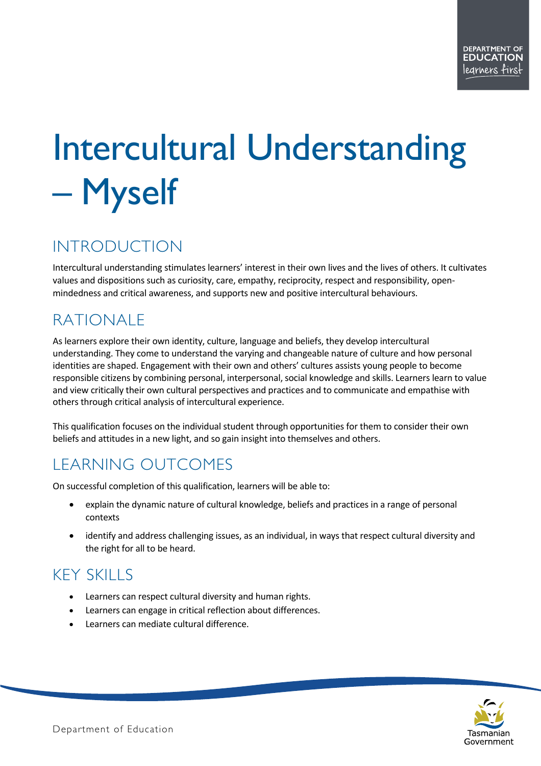# Intercultural Understanding – Myself

## INTRODUCTION

Intercultural understanding stimulates learners' interest in their own lives and the lives of others. It cultivates values and dispositions such as curiosity, care, empathy, reciprocity, respect and responsibility, open-mindedness and critical awareness, and supports new and positive intercultural behaviours.

## RATIONALE

As learners explore their own identity, culture, language and beliefs, they develop intercultural understanding. They come to understand the varying and changeable nature of culture and how personal identities are shaped. Engagement with their own and others' cultures assists young people to become responsible citizens by combining personal, interpersonal, social knowledge and skills. Learners learn to value and view critically their own cultural perspectives and practices and to communicate and empathise with others through critical analysis of intercultural experience.

This qualification focuses on the individual student through opportunities for them to consider their own beliefs and attitudes in a new light, and so gain insight into themselves and others.

## LEARNING OUTCOMES

On successful completion of this qualification, learners will be able to:

- explain the dynamic nature of cultural knowledge, beliefs and practices in a range of personal contexts
- identify and address challenging issues, as an individual, in ways that respect cultural diversity and the right for all to be heard.

## KEY SKILLS

- Learners can respect cultural diversity and human rights.
- Learners can engage in critical reflection about differences.
- Learners can mediate cultural difference.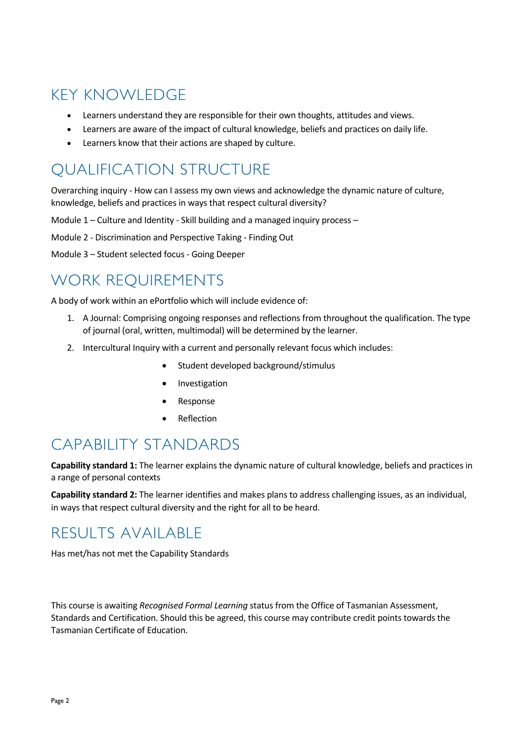## KEY KNOWLEDGE

- Learners understand they are responsible for their own thoughts, attitudes and views.
- Learners are aware of the impact of cultural knowledge, beliefs and practices on daily life.
- Learners know that their actions are shaped by culture.

## QUALIFICATION STRUCTURE

Overarching inquiry - How can I assess my own views and acknowledge the dynamic nature of culture, knowledge, beliefs and practices in ways that respect cultural diversity?

Module 1 – Culture and Identity - Skill building and a managed inquiry process –

Module 2 - Discrimination and Perspective Taking - Finding Out

Module 3 – Student selected focus - Going Deeper

## WORK REQUIREMENTS

A body of work within an ePortfolio which will include evidence of:

1. A Journal: Comprising ongoing responses and reflections from throughout the qualification. The type of journal (oral, written, multimodal) will be determined by the learner.
2. Intercultural Inquiry with a current and personally relevant focus which includes:
   - Student developed background/stimulus
   - Investigation
   - Response
   - Reflection

## CAPABILITY STANDARDS

**Capability standard 1:** The learner explains the dynamic nature of cultural knowledge, beliefs and practices in a range of personal contexts

**Capability standard 2:** The learner identifies and makes plans to address challenging issues, as an individual, in ways that respect cultural diversity and the right for all to be heard.

## RESULTS AVAILABLE

Has met/has not met the Capability Standards

This course is awaiting *Recognised Formal Learning* status from the Office of Tasmanian Assessment, Standards and Certification. Should this be agreed, this course may contribute credit points towards the Tasmanian Certificate of Education.